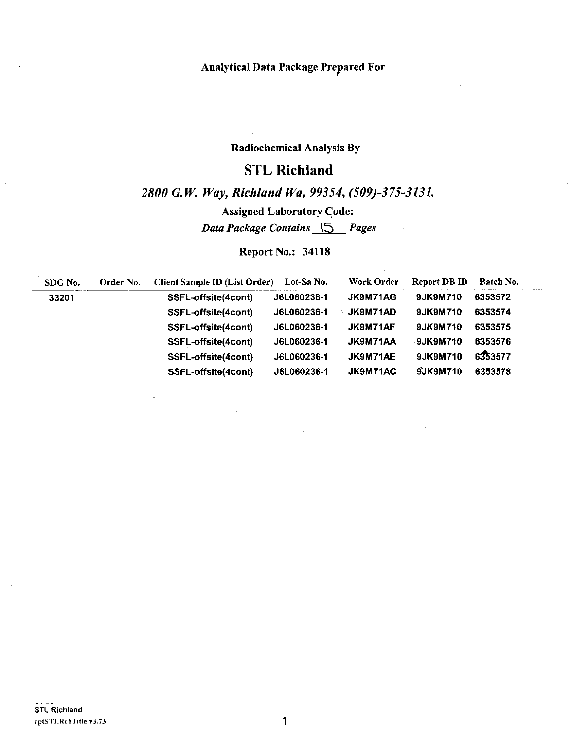**Analytical Data Package Prepared For**

**Radiochemical Analysis By**

## STL Richland

***2800 G.W. Way, Richland Wa, 99354, (509)-375-3131.***

**Assigned Laboratory Code:**

***Data Package Contains 15 Pages***

**Report No.: 34118**

| SDG No. | Order No. | Client Sample ID (List Order) | Lot-Sa No. | Work Order | Report DB ID | Batch No. |
|---|---|---|---|---|---|---|
| 33201 | | SSFL-offsite(4cont) | J6L060236-1 | JK9M71AG | 9JK9M710 | 6353572 |
| | | SSFL-offsite(4cont) | J6L060236-1 | JK9M71AD | 9JK9M710 | 6353574 |
| | | SSFL-offsite(4cont) | J6L060236-1 | JK9M71AF | 9JK9M710 | 6353575 |
| | | SSFL-offsite(4cont) | J6L060236-1 | JK9M71AA | 9JK9M710 | 6353576 |
| | | SSFL-offsite(4cont) | J6L060236-1 | JK9M71AE | 9JK9M710 | 6353577 |
| | | SSFL-offsite(4cont) | J6L060236-1 | JK9M71AC | 9JK9M710 | 6353578 |

STL Richland
rptSTLRchTitle v3.73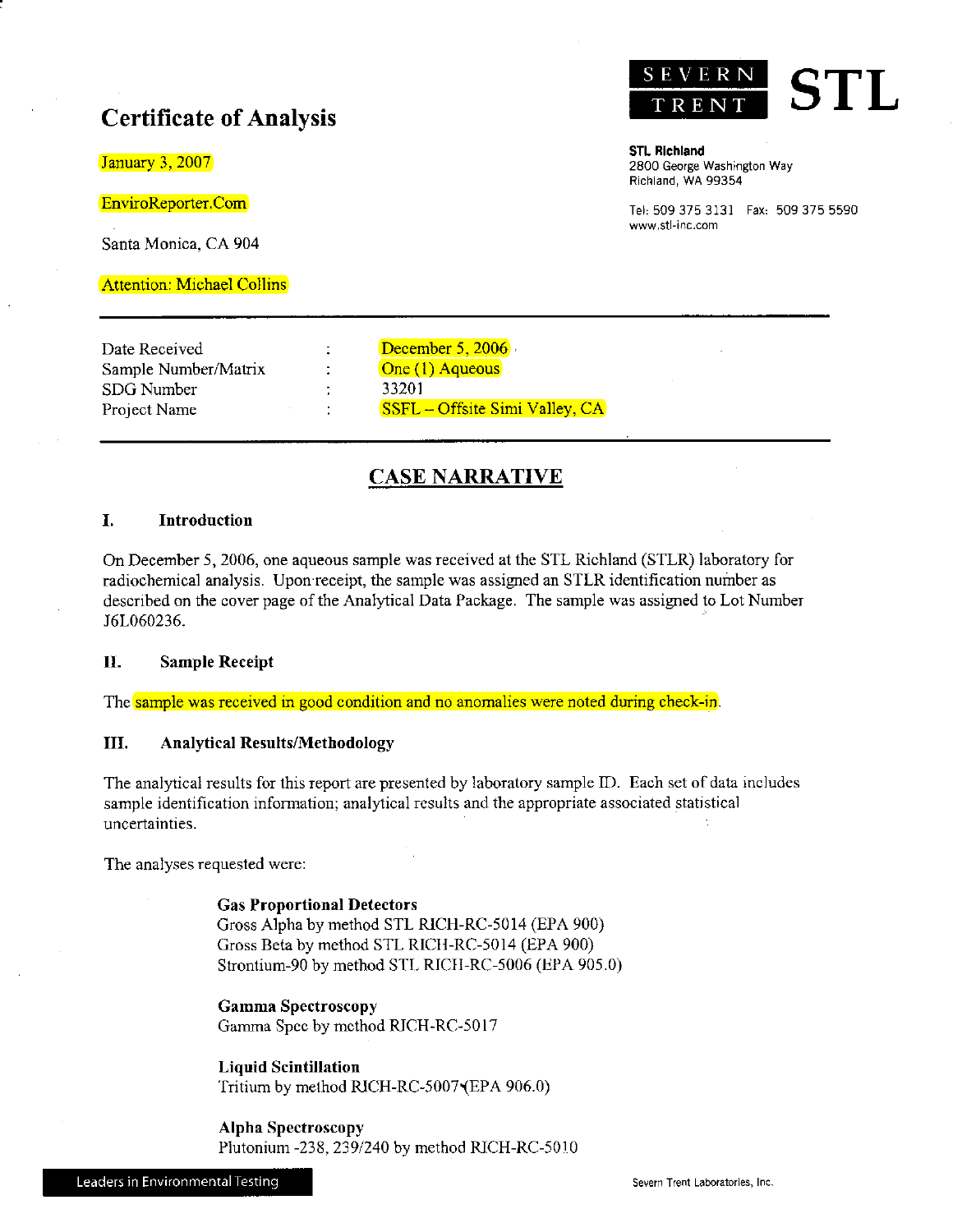# Certificate of Analysis

January 3, 2007

EnviroReporter.Com

Santa Monica, CA 904

Attention: Michael Collins

SEVERN TRENT **STL**

**STL Richland**
2800 George Washington Way
Richland, WA 99354

Tel: 509 375 3131 Fax: 509 375 5590
www.stl-inc.com

| | | |
|---|---|---|
| Date Received | : | December 5, 2006 |
| Sample Number/Matrix | : | One (1) Aqueous |
| SDG Number | : | 33201 |
| Project Name | : | SSFL – Offsite Simi Valley, CA |

## CASE NARRATIVE

### I. Introduction

On December 5, 2006, one aqueous sample was received at the STL Richland (STLR) laboratory for radiochemical analysis. Upon receipt, the sample was assigned an STLR identification number as described on the cover page of the Analytical Data Package. The sample was assigned to Lot Number J6L060236.

### II. Sample Receipt

The sample was received in good condition and no anomalies were noted during check-in.

### III. Analytical Results/Methodology

The analytical results for this report are presented by laboratory sample ID. Each set of data includes sample identification information; analytical results and the appropriate associated statistical uncertainties.

The analyses requested were:

**Gas Proportional Detectors**
Gross Alpha by method STL RICH-RC-5014 (EPA 900)
Gross Beta by method STL RICH-RC-5014 (EPA 900)
Strontium-90 by method STL RICH-RC-5006 (EPA 905.0)

**Gamma Spectroscopy**
Gamma Spec by method RICH-RC-5017

**Liquid Scintillation**
Tritium by method RICH-RC-5007 (EPA 906.0)

**Alpha Spectroscopy**
Plutonium -238, 239/240 by method RICH-RC-5010

Leaders in Environmental Testing

Severn Trent Laboratories, Inc.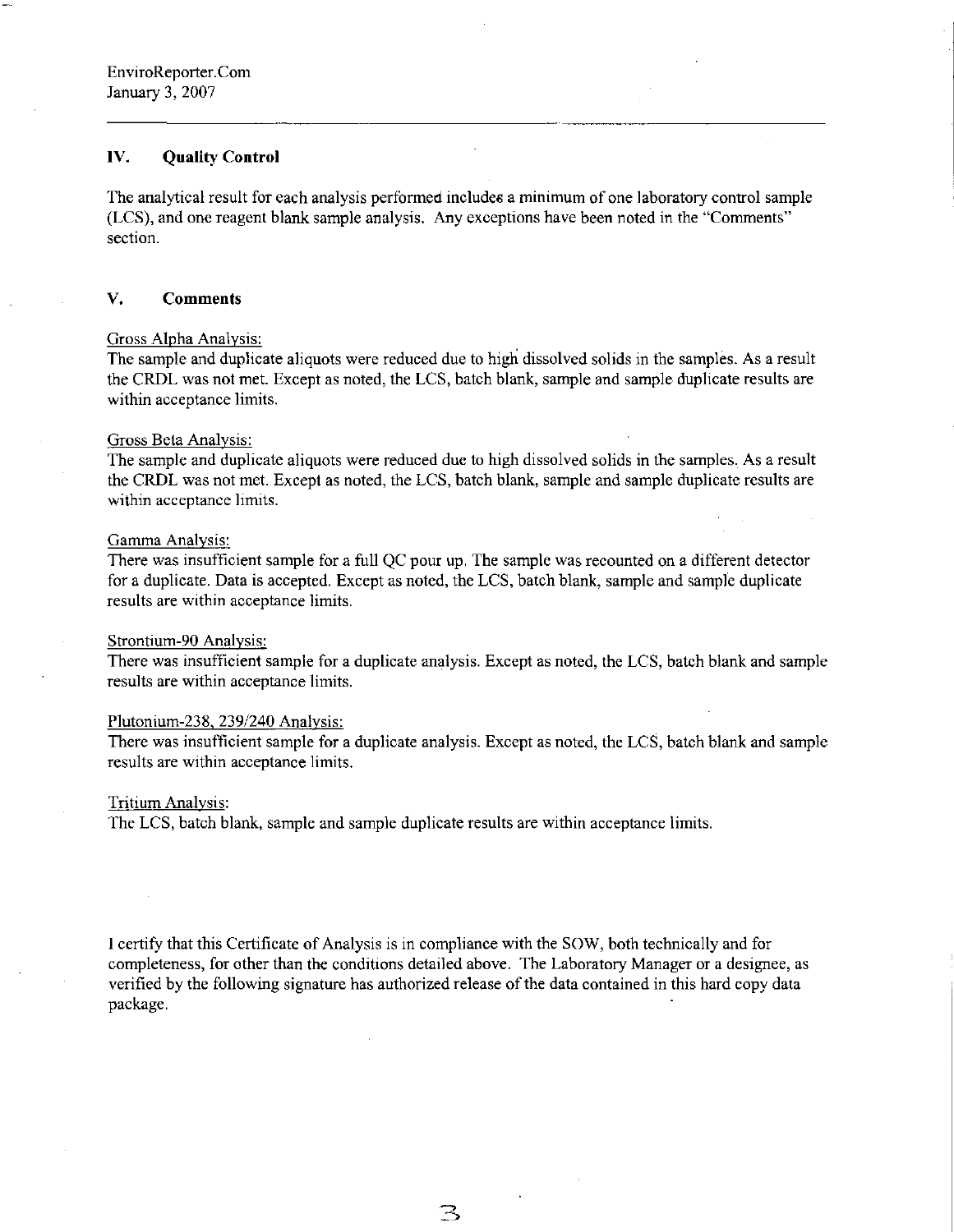EnviroReporter.Com
January 3, 2007

## IV. Quality Control

The analytical result for each analysis performed includes a minimum of one laboratory control sample (LCS), and one reagent blank sample analysis. Any exceptions have been noted in the "Comments" section.

## V. Comments

Gross Alpha Analysis:
The sample and duplicate aliquots were reduced due to high dissolved solids in the samples. As a result the CRDL was not met. Except as noted, the LCS, batch blank, sample and sample duplicate results are within acceptance limits.

Gross Beta Analysis:
The sample and duplicate aliquots were reduced due to high dissolved solids in the samples. As a result the CRDL was not met. Except as noted, the LCS, batch blank, sample and sample duplicate results are within acceptance limits.

Gamma Analysis:
There was insufficient sample for a full QC pour up. The sample was recounted on a different detector for a duplicate. Data is accepted. Except as noted, the LCS, batch blank, sample and sample duplicate results are within acceptance limits.

Strontium-90 Analysis:
There was insufficient sample for a duplicate analysis. Except as noted, the LCS, batch blank and sample results are within acceptance limits.

Plutonium-238, 239/240 Analysis:
There was insufficient sample for a duplicate analysis. Except as noted, the LCS, batch blank and sample results are within acceptance limits.

Tritium Analysis:
The LCS, batch blank, sample and sample duplicate results are within acceptance limits.

I certify that this Certificate of Analysis is in compliance with the SOW, both technically and for completeness, for other than the conditions detailed above. The Laboratory Manager or a designee, as verified by the following signature has authorized release of the data contained in this hard copy data package.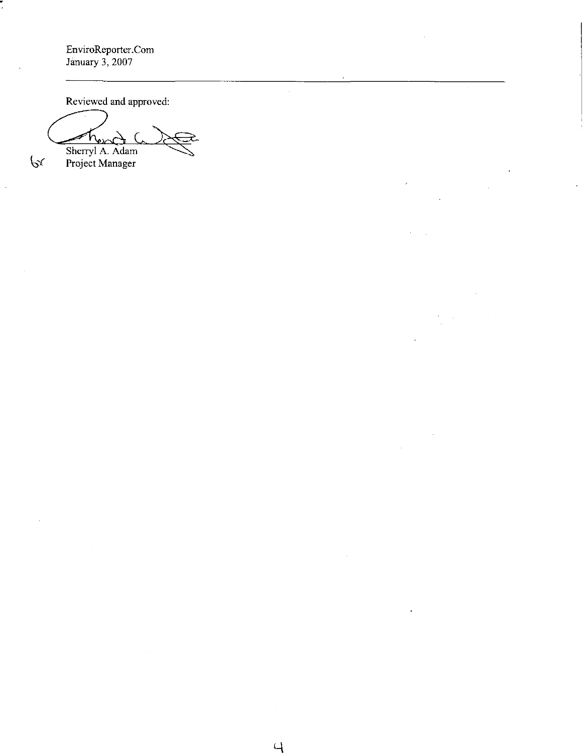EnviroReporter.Com
January 3, 2007

---

Reviewed and approved:

Sherryl A. Adam
Project Manager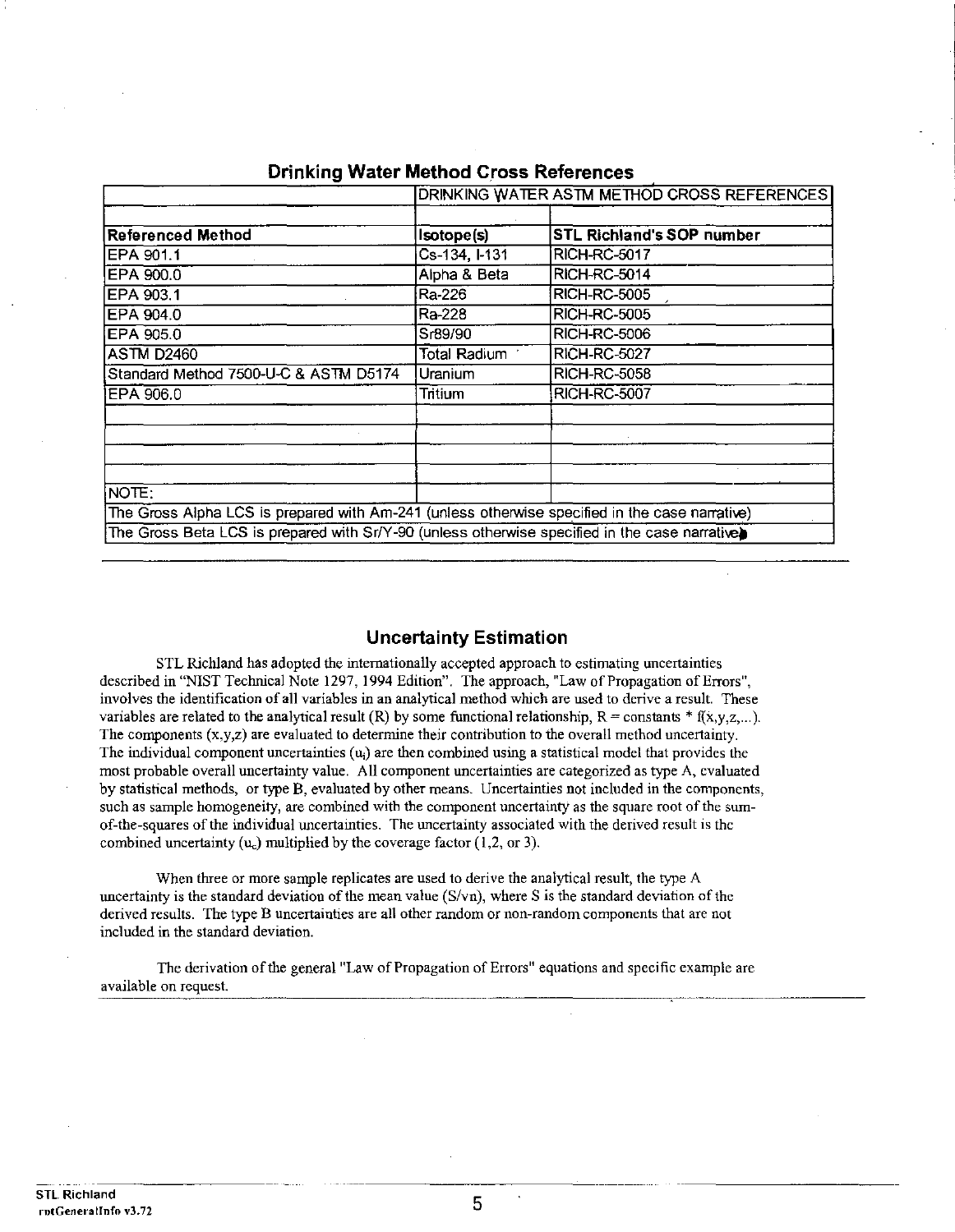## Drinking Water Method Cross References

| | DRINKING WATER ASTM METHOD CROSS REFERENCES | |
|---|---|---|
| **Referenced Method** | **Isotope(s)** | **STL Richland's SOP number** |
| EPA 901.1 | Cs-134, I-131 | RICH-RC-5017 |
| EPA 900.0 | Alpha & Beta | RICH-RC-5014 |
| EPA 903.1 | Ra-226 | RICH-RC-5005 |
| EPA 904.0 | Ra-228 | RICH-RC-5005 |
| EPA 905.0 | Sr89/90 | RICH-RC-5006 |
| ASTM D2460 | Total Radium | RICH-RC-5027 |
| Standard Method 7500-U-C & ASTM D5174 | Uranium | RICH-RC-5058 |
| EPA 906.0 | Tritium | RICH-RC-5007 |
| | | |
| | | |
| | | |
| | | |
| NOTE: | | |
| The Gross Alpha LCS is prepared with Am-241 (unless otherwise specified in the case narrative) | | |
| The Gross Beta LCS is prepared with Sr/Y-90 (unless otherwise specified in the case narrative) | | |

## Uncertainty Estimation

STL Richland has adopted the internationally accepted approach to estimating uncertainties described in "NIST Technical Note 1297, 1994 Edition". The approach, "Law of Propagation of Errors", involves the identification of all variables in an analytical method which are used to derive a result. These variables are related to the analytical result (R) by some functional relationship, R = constants * f(x,y,z,...). The components (x,y,z) are evaluated to determine their contribution to the overall method uncertainty. The individual component uncertainties ($u_i$) are then combined using a statistical model that provides the most probable overall uncertainty value. All component uncertainties are categorized as type A, evaluated by statistical methods, or type B, evaluated by other means. Uncertainties not included in the components, such as sample homogeneity, are combined with the component uncertainty as the square root of the sum-of-the-squares of the individual uncertainties. The uncertainty associated with the derived result is the combined uncertainty ($u_c$) multiplied by the coverage factor (1,2, or 3).

When three or more sample replicates are used to derive the analytical result, the type A uncertainty is the standard deviation of the mean value ($S/\sqrt{n}$), where S is the standard deviation of the derived results. The type B uncertainties are all other random or non-random components that are not included in the standard deviation.

The derivation of the general "Law of Propagation of Errors" equations and specific example are available on request.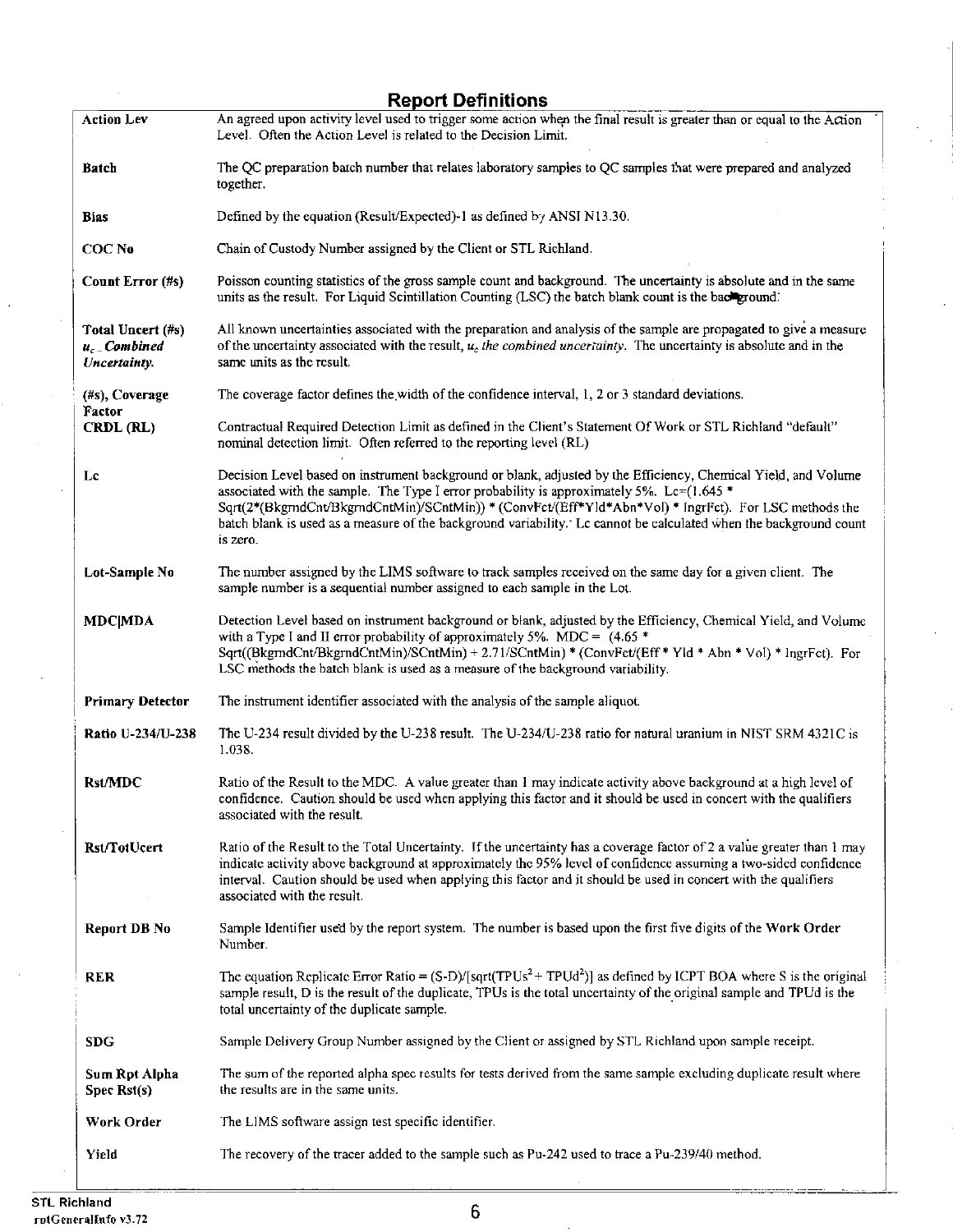## Report Definitions

| Term | Definition |
|---|---|
| **Action Lev** | An agreed upon activity level used to trigger some action when the final result is greater than or equal to the Action Level. Often the Action Level is related to the Decision Limit. |
| **Batch** | The QC preparation batch number that relates laboratory samples to QC samples that were prepared and analyzed together. |
| **Bias** | Defined by the equation (Result/Expected)-1 as defined by ANSI N13.30. |
| **COC No** | Chain of Custody Number assigned by the Client or STL Richland. |
| **Count Error (#s)** | Poisson counting statistics of the gross sample count and background. The uncertainty is absolute and in the same units as the result. For Liquid Scintillation Counting (LSC) the batch blank count is the background. |
| **Total Uncert (#s)** ***$u_c$ Combined Uncertainty.*** | All known uncertainties associated with the preparation and analysis of the sample are propagated to give a measure of the uncertainty associated with the result, $u_c$ *the combined uncertainty*. The uncertainty is absolute and in the same units as the result. |
| **(#s), Coverage Factor** | The coverage factor defines the width of the confidence interval, 1, 2 or 3 standard deviations. |
| **CRDL (RL)** | Contractual Required Detection Limit as defined in the Client's Statement Of Work or STL Richland "default" nominal detection limit. Often referred to the reporting level (RL) |
| **Lc** | Decision Level based on instrument background or blank, adjusted by the Efficiency, Chemical Yield, and Volume associated with the sample. The Type I error probability is approximately 5%. Lc=(1.645 * Sqrt(2*(BkgrndCnt/BkgrndCntMin)/SCntMin)) * (ConvFct/(Eff*Yld*Abn*Vol) * IngrFct). For LSC methods the batch blank is used as a measure of the background variability. Lc cannot be calculated when the background count is zero. |
| **Lot-Sample No** | The number assigned by the LIMS software to track samples received on the same day for a given client. The sample number is a sequential number assigned to each sample in the Lot. |
| **MDC\|MDA** | Detection Level based on instrument background or blank, adjusted by the Efficiency, Chemical Yield, and Volume with a Type I and II error probability of approximately 5%. MDC = (4.65 * Sqrt((BkgrndCnt/BkgrndCntMin)/SCntMin) + 2.71/SCntMin) * (ConvFct/(Eff * Yld * Abn * Vol) * IngrFct). For LSC methods the batch blank is used as a measure of the background variability. |
| **Primary Detector** | The instrument identifier associated with the analysis of the sample aliquot. |
| **Ratio U-234/U-238** | The U-234 result divided by the U-238 result. The U-234/U-238 ratio for natural uranium in NIST SRM 4321C is 1.038. |
| **Rst/MDC** | Ratio of the Result to the MDC. A value greater than 1 may indicate activity above background at a high level of confidence. Caution should be used when applying this factor and it should be used in concert with the qualifiers associated with the result. |
| **Rst/TotUcert** | Ratio of the Result to the Total Uncertainty. If the uncertainty has a coverage factor of 2 a value greater than 1 may indicate activity above background at approximately the 95% level of confidence assuming a two-sided confidence interval. Caution should be used when applying this factor and it should be used in concert with the qualifiers associated with the result. |
| **Report DB No** | Sample Identifier used by the report system. The number is based upon the first five digits of the **Work Order** Number. |
| **RER** | The equation Replicate Error Ratio = $(S-D)/[\text{sqrt}(TPUs^2 + TPUd^2)]$ as defined by ICPT BOA where S is the original sample result, D is the result of the duplicate, TPUs is the total uncertainty of the original sample and TPUd is the total uncertainty of the duplicate sample. |
| **SDG** | Sample Delivery Group Number assigned by the Client or assigned by STL Richland upon sample receipt. |
| **Sum Rpt Alpha Spec Rst(s)** | The sum of the reported alpha spec results for tests derived from the same sample excluding duplicate result where the results are in the same units. |
| **Work Order** | The LIMS software assign test specific identifier. |
| **Yield** | The recovery of the tracer added to the sample such as Pu-242 used to trace a Pu-239/40 method. |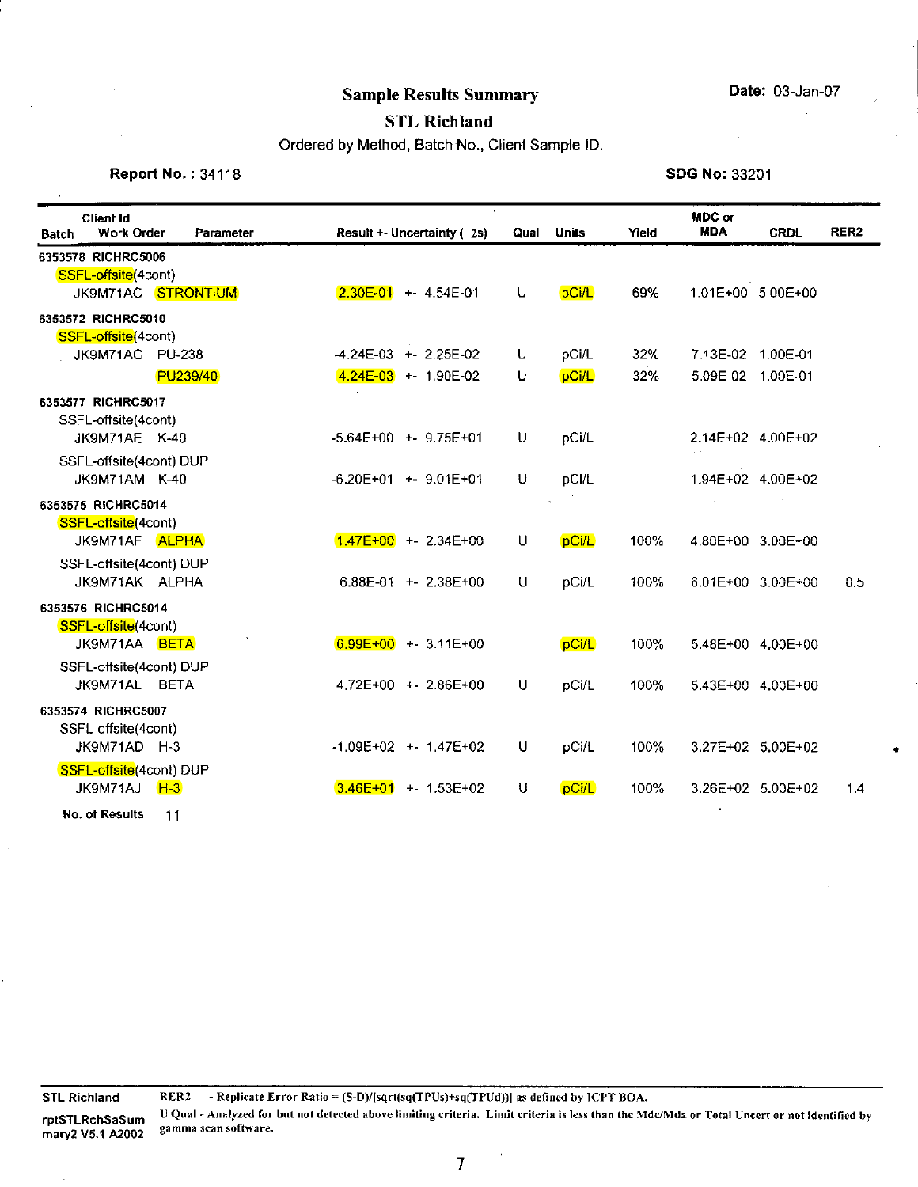# Sample Results Summary

**Date:** 03-Jan-07

## STL Richland

Ordered by Method, Batch No., Client Sample ID.

**Report No. :** 34118

**SDG No:** 33201

| Batch | Client Id / Work Order | Parameter | Result +- Uncertainty ( 2s) | Qual | Units | Yield | MDC or MDA | CRDL | RER2 |
|---|---|---|---|---|---|---|---|---|---|
| 6353578 RICHRC5006 | | | | | | | | | |
| | SSFL-offsite(4cont) | | | | | | | | |
| | JK9M71AC | STRONTIUM | 2.30E-01 +- 4.54E-01 | U | pCi/L | 69% | 1.01E+00 | 5.00E+00 | |
| 6353572 RICHRC5010 | | | | | | | | | |
| | SSFL-offsite(4cont) | | | | | | | | |
| | JK9M71AG | PU-238 | -4.24E-03 +- 2.25E-02 | U | pCi/L | 32% | 7.13E-02 | 1.00E-01 | |
| | | PU239/40 | 4.24E-03 +- 1.90E-02 | U | pCi/L | 32% | 5.09E-02 | 1.00E-01 | |
| 6353577 RICHRC5017 | | | | | | | | | |
| | SSFL-offsite(4cont) | | | | | | | | |
| | JK9M71AE | K-40 | -5.64E+00 +- 9.75E+01 | U | pCi/L | | 2.14E+02 | 4.00E+02 | |
| | SSFL-offsite(4cont) DUP | | | | | | | | |
| | JK9M71AM | K-40 | -6.20E+01 +- 9.01E+01 | U | pCi/L | | 1.94E+02 | 4.00E+02 | |
| 6353575 RICHRC5014 | | | | | | | | | |
| | SSFL-offsite(4cont) | | | | | | | | |
| | JK9M71AF | ALPHA | 1.47E+00 +- 2.34E+00 | U | pCi/L | 100% | 4.80E+00 | 3.00E+00 | |
| | SSFL-offsite(4cont) DUP | | | | | | | | |
| | JK9M71AK | ALPHA | 6.88E-01 +- 2.38E+00 | U | pCi/L | 100% | 6.01E+00 | 3.00E+00 | 0.5 |
| 6353576 RICHRC5014 | | | | | | | | | |
| | SSFL-offsite(4cont) | | | | | | | | |
| | JK9M71AA | BETA | 6.99E+00 +- 3.11E+00 | | pCi/L | 100% | 5.48E+00 | 4.00E+00 | |
| | SSFL-offsite(4cont) DUP | | | | | | | | |
| | JK9M71AL | BETA | 4.72E+00 +- 2.86E+00 | U | pCi/L | 100% | 5.43E+00 | 4.00E+00 | |
| 6353574 RICHRC5007 | | | | | | | | | |
| | SSFL-offsite(4cont) | | | | | | | | |
| | JK9M71AD | H-3 | -1.09E+02 +- 1.47E+02 | U | pCi/L | 100% | 3.27E+02 | 5.00E+02 | |
| | SSFL-offsite(4cont) DUP | | | | | | | | |
| | JK9M71AJ | H-3 | 3.46E+01 +- 1.53E+02 | U | pCi/L | 100% | 3.26E+02 | 5.00E+02 | 1.4 |

**No. of Results:** 11

STL Richland

rptSTLRchSaSummary2 V5.1 A2002

RER2 - Replicate Error Ratio = (S-D)/[sqrt(sq(TPUs)+sq(TPUd))] as defined by ICPT BOA.

U Qual - Analyzed for but not detected above limiting criteria. Limit criteria is less than the Mdc/Mda or Total Uncert or not identified by gamma scan software.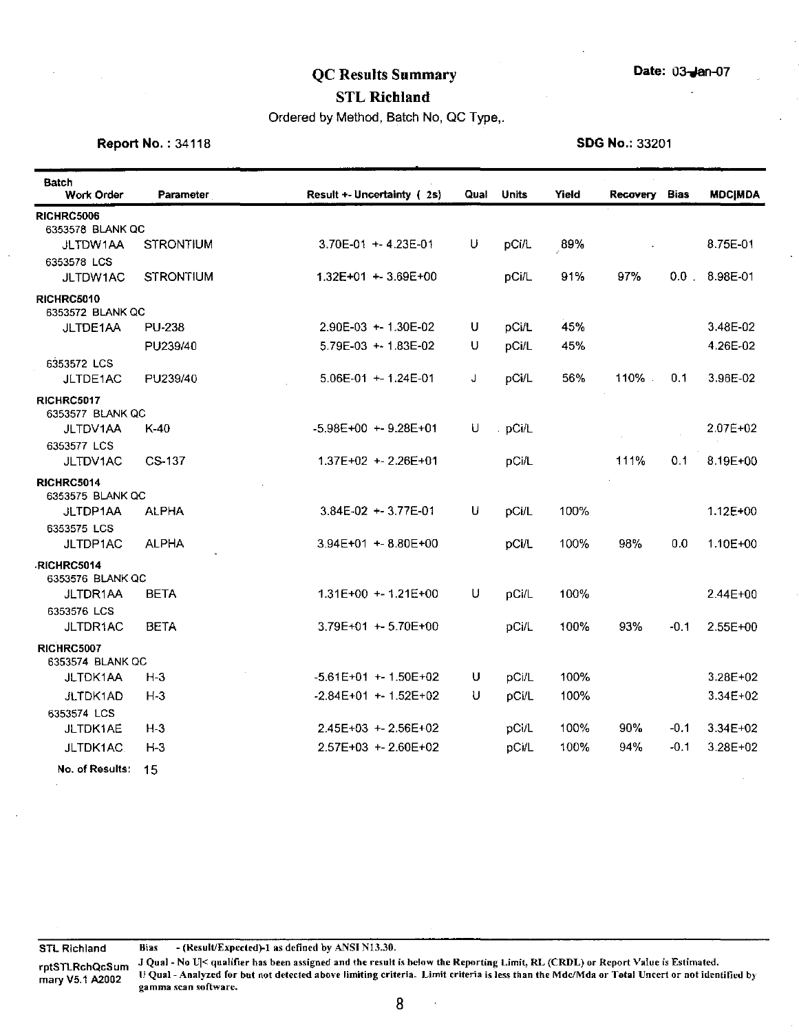# QC Results Summary

**STL Richland**

Ordered by Method, Batch No, QC Type,.

Date: 03-Jan-07

**Report No.** : 34118

**SDG No.**: 33201

| Batch Work Order | Parameter | Result +- Uncertainty ( 2s) | Qual | Units | Yield | Recovery | Bias | MDC\|MDA |
|---|---|---|---|---|---|---|---|---|
| **RICHRC5006** | | | | | | | | |
| 6353578 BLANK QC | | | | | | | | |
| JLTDW1AA | STRONTIUM | 3.70E-01 +- 4.23E-01 | U | pCi/L | 89% | | | 8.75E-01 |
| 6353578 LCS | | | | | | | | |
| JLTDW1AC | STRONTIUM | 1.32E+01 +- 3.69E+00 | | pCi/L | 91% | 97% | 0.0 | 8.98E-01 |
| **RICHRC5010** | | | | | | | | |
| 6353572 BLANK QC | | | | | | | | |
| JLTDE1AA | PU-238 | 2.90E-03 +- 1.30E-02 | U | pCi/L | 45% | | | 3.48E-02 |
| | PU239/40 | 5.79E-03 +- 1.83E-02 | U | pCi/L | 45% | | | 4.26E-02 |
| 6353572 LCS | | | | | | | | |
| JLTDE1AC | PU239/40 | 5.06E-01 +- 1.24E-01 | J | pCi/L | 56% | 110% | 0.1 | 3.96E-02 |
| **RICHRC5017** | | | | | | | | |
| 6353577 BLANK QC | | | | | | | | |
| JLTDV1AA | K-40 | -5.98E+00 +- 9.28E+01 | U | pCi/L | | | | 2.07E+02 |
| 6353577 LCS | | | | | | | | |
| JLTDV1AC | CS-137 | 1.37E+02 +- 2.26E+01 | | pCi/L | | 111% | 0.1 | 8.19E+00 |
| **RICHRC5014** | | | | | | | | |
| 6353575 BLANK QC | | | | | | | | |
| JLTDP1AA | ALPHA | 3.84E-02 +- 3.77E-01 | U | pCi/L | 100% | | | 1.12E+00 |
| 6353575 LCS | | | | | | | | |
| JLTDP1AC | ALPHA | 3.94E+01 +- 8.80E+00 | | pCi/L | 100% | 98% | 0.0 | 1.10E+00 |
| **RICHRC5014** | | | | | | | | |
| 6353576 BLANK QC | | | | | | | | |
| JLTDR1AA | BETA | 1.31E+00 +- 1.21E+00 | U | pCi/L | 100% | | | 2.44E+00 |
| 6353576 LCS | | | | | | | | |
| JLTDR1AC | BETA | 3.79E+01 +- 5.70E+00 | | pCi/L | 100% | 93% | -0.1 | 2.55E+00 |
| **RICHRC5007** | | | | | | | | |
| 6353574 BLANK QC | | | | | | | | |
| JLTDK1AA | H-3 | -5.61E+01 +- 1.50E+02 | U | pCi/L | 100% | | | 3.28E+02 |
| JLTDK1AD | H-3 | -2.84E+01 +- 1.52E+02 | U | pCi/L | 100% | | | 3.34E+02 |
| 6353574 LCS | | | | | | | | |
| JLTDK1AE | H-3 | 2.45E+03 +- 2.56E+02 | | pCi/L | 100% | 90% | -0.1 | 3.34E+02 |
| JLTDK1AC | H-3 | 2.57E+03 +- 2.60E+02 | | pCi/L | 100% | 94% | -0.1 | 3.28E+02 |

No. of Results: 15

STL Richland

rptSTLRchQcSummary V5.1 A2002

Bias - (Result/Expected)-1 as defined by ANSI N13.30.

J Qual - No U|< qualifier has been assigned and the result is below the Reporting Limit, RL (CRDL) or Report Value is Estimated.

U Qual - Analyzed for but not detected above limiting criteria. Limit criteria is less than the Mdc/Mda or Total Uncert or not identified by gamma scan software.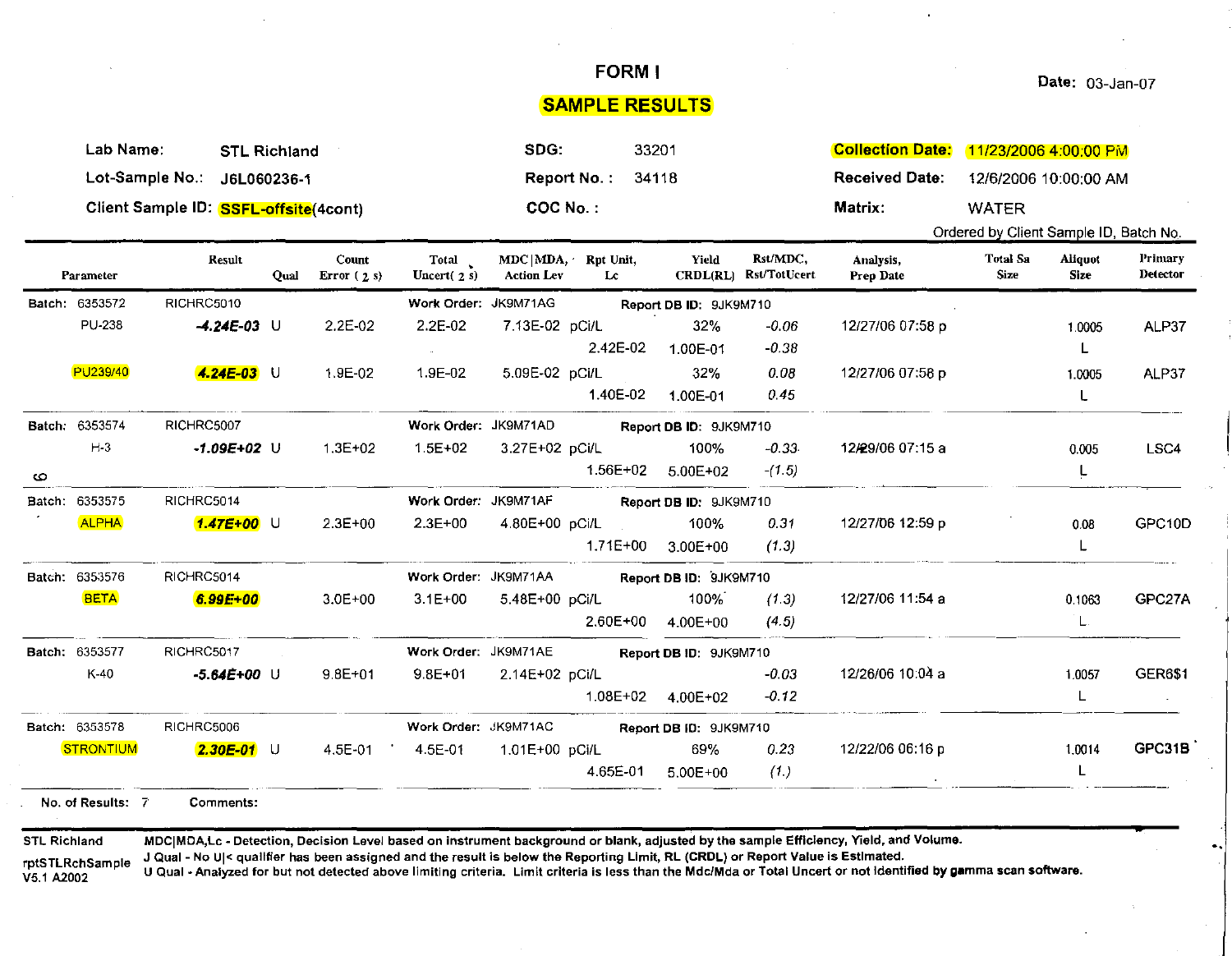# FORM I

Date: 03-Jan-07

## SAMPLE RESULTS

| | | | |
|---|---|---|---|
| Lab Name: STL Richland | SDG: 33201 | Collection Date: 11/23/2006 4:00:00 PM |
| Lot-Sample No.: J6L060236-1 | Report No.: 34118 | Received Date: 12/6/2006 10:00:00 AM |
| Client Sample ID: SSFL-offsite(4cont) | COC No.: | Matrix: WATER |

Ordered by Client Sample ID, Batch No.

| Parameter | Result | Qual | Count Error (2 s) | Total Uncert (2 s) | MDC\|MDA, Action Lev | Rpt Unit, Lc | Yield CRDL(RL) | Rst/MDC, Rst/TotUcert | Analysis, Prep Date | Total Sa Size | Aliquot Size | Primary Detector |
|---|---|---|---|---|---|---|---|---|---|---|---|---|
| Batch: 6353572 | RICHRC5010 | | | Work Order: JK9M71AG | | Report DB ID: 9JK9M710 | | | | | | |
| PU-238 | ***-4.24E-03*** | U | 2.2E-02 | 2.2E-02 | 7.13E-02 | pCi/L | 32% | -0.06 | 12/27/06 07:58 p | | 1.0005 | ALP37 |
| | | | | | | 2.42E-02 | 1.00E-01 | -0.38 | | | L | |
| PU239/40 | ***4.24E-03*** | U | 1.9E-02 | 1.9E-02 | 5.09E-02 | pCi/L | 32% | 0.08 | 12/27/06 07:58 p | | 1.0005 | ALP37 |
| | | | | | | 1.40E-02 | 1.00E-01 | 0.45 | | | L | |
| Batch: 6353574 | RICHRC5007 | | | Work Order: JK9M71AD | | Report DB ID: 9JK9M710 | | | | | | |
| H-3 | ***-1.09E+02*** | U | 1.3E+02 | 1.5E+02 | 3.27E+02 | pCi/L | 100% | -0.33 | 12/29/06 07:15 a | | 0.005 | LSC4 |
| | | | | | | 1.56E+02 | 5.00E+02 | (-1.5) | | | L | |
| Batch: 6353575 | RICHRC5014 | | | Work Order: JK9M71AF | | Report DB ID: 9JK9M710 | | | | | | |
| ALPHA | ***1.47E+00*** | U | 2.3E+00 | 2.3E+00 | 4.80E+00 | pCi/L | 100% | 0.31 | 12/27/06 12:59 p | | 0.08 | GPC10D |
| | | | | | | 1.71E+00 | 3.00E+00 | (1.3) | | | L | |
| Batch: 6353576 | RICHRC5014 | | | Work Order: JK9M71AA | | Report DB ID: 9JK9M710 | | | | | | |
| BETA | ***6.99E+00*** | | 3.0E+00 | 3.1E+00 | 5.48E+00 | pCi/L | 100% | (1.3) | 12/27/06 11:54 a | | 0.1063 | GPC27A |
| | | | | | | 2.60E+00 | 4.00E+00 | (4.5) | | | L | |
| Batch: 6353577 | RICHRC5017 | | | Work Order: JK9M71AE | | Report DB ID: 9JK9M710 | | | | | | |
| K-40 | ***-5.64E+00*** | U | 9.8E+01 | 9.8E+01 | 2.14E+02 | pCi/L | | -0.03 | 12/26/06 10:04 a | | 1.0057 | GER6$1 |
| | | | | | | 1.08E+02 | 4.00E+02 | -0.12 | | | L | |
| Batch: 6353578 | RICHRC5006 | | | Work Order: JK9M71AC | | Report DB ID: 9JK9M710 | | | | | | |
| STRONTIUM | ***2.30E-01*** | U | 4.5E-01 | 4.5E-01 | 1.01E+00 | pCi/L | 69% | 0.23 | 12/22/06 06:16 p | | 1.0014 | GPC31B |
| | | | | | | 4.65E-01 | 5.00E+00 | (1.) | | | L | |

No. of Results: 7 Comments:

STL Richland
rptSTLRchSample V5.1 A2002

MDC|MDA,Lc - Detection, Decision Level based on instrument background or blank, adjusted by the sample Efficiency, Yield, and Volume.
J Qual - No U|< qualifier has been assigned and the result is below the Reporting Limit, RL (CRDL) or Report Value is Estimated.
U Qual - Analyzed for but not detected above limiting criteria. Limit criteria is less than the Mdc/Mda or Total Uncert or not identified by gamma scan software.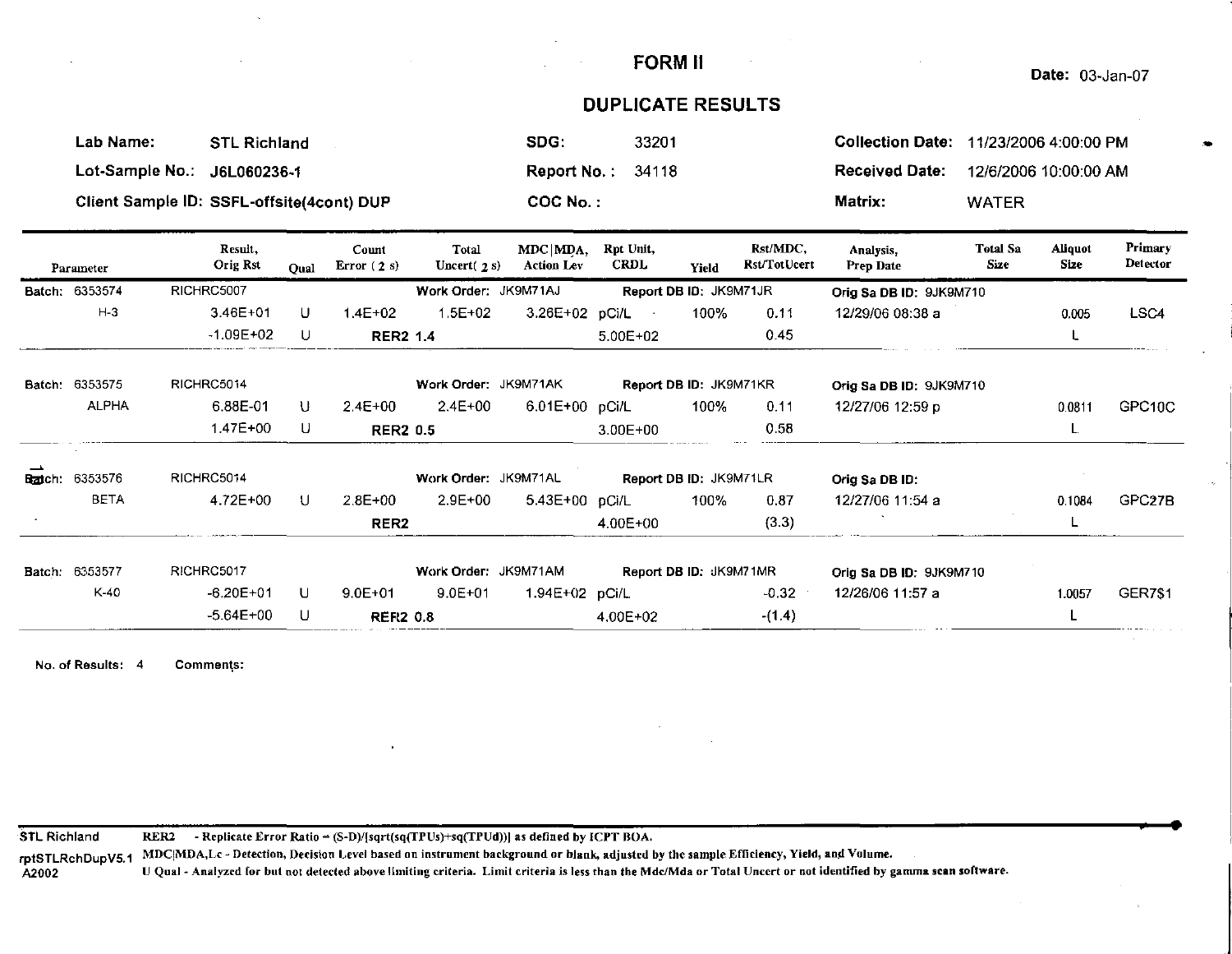# FORM II

**Date:** 03-Jan-07

## DUPLICATE RESULTS

| | | | | | |
|---|---|---|---|---|---|
| **Lab Name:** | STL Richland | **SDG:** | 33201 | **Collection Date:** | 11/23/2006 4:00:00 PM |
| **Lot-Sample No.:** | J6L060236-1 | **Report No. :** | 34118 | **Received Date:** | 12/6/2006 10:00:00 AM |
| **Client Sample ID:** | SSFL-offsite(4cont) DUP | **COC No. :** | | **Matrix:** | WATER |

| Parameter | Result, Orig Rst | Qual | Count Error (2 s) | Total Uncert(2 s) | MDC\|MDA, Action Lev | Rpt Unit, CRDL | Yield | Rst/MDC, Rst/TotUcert | Analysis, Prep Date | Total Sa Size | Aliquot Size | Primary Detector |
|---|---|---|---|---|---|---|---|---|---|---|---|---|
| **Batch:** 6353574 | RICHRC5007 | | | **Work Order:** JK9M71AJ | | **Report DB ID:** JK9M71JR | | | **Orig Sa DB ID:** 9JK9M710 | | | |
| H-3 | 3.46E+01 | U | 1.4E+02 | 1.5E+02 | 3.26E+02 | pCi/L | 100% | 0.11 | 12/29/06 08:38 a | | 0.005 | LSC4 |
| | -1.09E+02 | U | **RER2 1.4** | | | 5.00E+02 | | 0.45 | | | L | |
| **Batch:** 6353575 | RICHRC5014 | | | **Work Order:** JK9M71AK | | **Report DB ID:** JK9M71KR | | | **Orig Sa DB ID:** 9JK9M710 | | | |
| ALPHA | 6.88E-01 | U | 2.4E+00 | 2.4E+00 | 6.01E+00 | pCi/L | 100% | 0.11 | 12/27/06 12:59 p | | 0.0811 | GPC10C |
| | 1.47E+00 | U | **RER2 0.5** | | | 3.00E+00 | | 0.58 | | | L | |
| **Batch:** 6353576 | RICHRC5014 | | | **Work Order:** JK9M71AL | | **Report DB ID:** JK9M71LR | | | **Orig Sa DB ID:** | | | |
| BETA | 4.72E+00 | U | 2.8E+00 | 2.9E+00 | 5.43E+00 | pCi/L | 100% | 0.87 | 12/27/06 11:54 a | | 0.1084 | GPC27B |
| | | | **RER2** | | | 4.00E+00 | | (3.3) | | | L | |
| **Batch:** 6353577 | RICHRC5017 | | | **Work Order:** JK9M71AM | | **Report DB ID:** JK9M71MR | | | **Orig Sa DB ID:** 9JK9M710 | | | |
| K-40 | -6.20E+01 | U | 9.0E+01 | 9.0E+01 | 1.94E+02 | pCi/L | | -0.32 | 12/26/06 11:57 a | | 1.0057 | GER7$1 |
| | -5.64E+00 | U | **RER2 0.8** | | | 4.00E+02 | | -(1.4) | | | L | |

**No. of Results:** 4 **Comments:**

STL Richland
rptSTLRchDupV5.1
A2002

**RER2** - Replicate Error Ratio = (S-D)/[sqrt(sq(TPUs)+sq(TPUd))] as defined by ICPT BOA.

**MDC|MDA,Lc** - Detection, Decision Level based on instrument background or blank, adjusted by the sample Efficiency, Yield, and Volume.

**U Qual** - Analyzed for but not detected above limiting criteria. Limit criteria is less than the Mdc/Mda or Total Uncert or not identified by gamma scan software.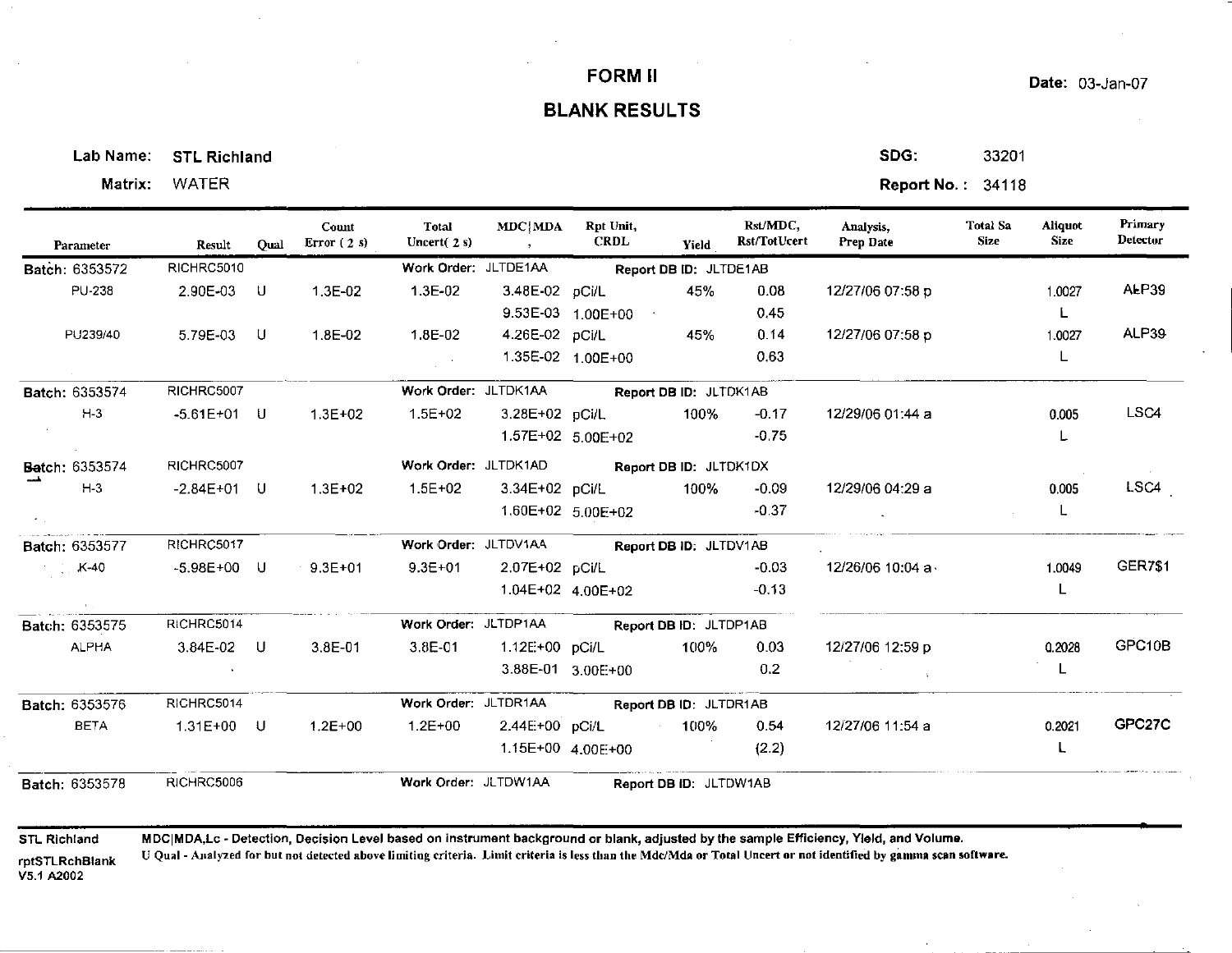# FORM II

# BLANK RESULTS

**Date:** 03-Jan-07

**Lab Name:** STL Richland

**Matrix:** WATER

**SDG:** 33201

**Report No.:** 34118

| Parameter | Result | Qual | Count Error (2 s) | Total Uncert(2 s) | MDC\|MDA , | Rpt Unit, CRDL | Yield | Rst/MDC, Rst/TotUcert | Analysis, Prep Date | Total Sa Size | Aliquot Size | Primary Detector |
|---|---|---|---|---|---|---|---|---|---|---|---|---|
| **Batch: 6353572** | RICHRC5010 | | | Work Order: JLTDE1AA | | Report DB ID: JLTDE1AB | | | | | | |
| PU-238 | 2.90E-03 | U | 1.3E-02 | 1.3E-02 | 3.48E-02 | pCi/L | 45% | 0.08 | 12/27/06 07:58 p | | 1.0027 | ALP39 |
| | | | | | 9.53E-03 | 1.00E+00 | | 0.45 | | | L | |
| PU239/40 | 5.79E-03 | U | 1.8E-02 | 1.8E-02 | 4.26E-02 | pCi/L | 45% | 0.14 | 12/27/06 07:58 p | | 1.0027 | ALP39 |
| | | | | | 1.35E-02 | 1.00E+00 | | 0.63 | | | L | |
| **Batch: 6353574** | RICHRC5007 | | | Work Order: JLTDK1AA | | Report DB ID: JLTDK1AB | | | | | | |
| H-3 | -5.61E+01 | U | 1.3E+02 | 1.5E+02 | 3.28E+02 | pCi/L | 100% | -0.17 | 12/29/06 01:44 a | | 0.005 | LSC4 |
| | | | | | 1.57E+02 | 5.00E+02 | | -0.75 | | | L | |
| **Batch: 6353574** | RICHRC5007 | | | Work Order: JLTDK1AD | | Report DB ID: JLTDK1DX | | | | | | |
| H-3 | -2.84E+01 | U | 1.3E+02 | 1.5E+02 | 3.34E+02 | pCi/L | 100% | -0.09 | 12/29/06 04:29 a | | 0.005 | LSC4 |
| | | | | | 1.60E+02 | 5.00E+02 | | -0.37 | | | L | |
| **Batch: 6353577** | RICHRC5017 | | | Work Order: JLTDV1AA | | Report DB ID: JLTDV1AB | | | | | | |
| K-40 | -5.98E+00 | U | 9.3E+01 | 9.3E+01 | 2.07E+02 | pCi/L | | -0.03 | 12/26/06 10:04 a | | 1.0049 | GER7$1 |
| | | | | | 1.04E+02 | 4.00E+02 | | -0.13 | | | L | |
| **Batch: 6353575** | RICHRC5014 | | | Work Order: JLTDP1AA | | Report DB ID: JLTDP1AB | | | | | | |
| ALPHA | 3.84E-02 | U | 3.8E-01 | 3.8E-01 | 1.12E+00 | pCi/L | 100% | 0.03 | 12/27/06 12:59 p | | 0.2028 | GPC10B |
| | | | | | 3.88E-01 | 3.00E+00 | | 0.2 | | | L | |
| **Batch: 6353576** | RICHRC5014 | | | Work Order: JLTDR1AA | | Report DB ID: JLTDR1AB | | | | | | |
| BETA | 1.31E+00 | U | 1.2E+00 | 1.2E+00 | 2.44E+00 | pCi/L | 100% | 0.54 | 12/27/06 11:54 a | | 0.2021 | GPC27C |
| | | | | | 1.15E+00 | 4.00E+00 | | (2.2) | | | L | |
| **Batch: 6353578** | RICHRC5006 | | | Work Order: JLTDW1AA | | Report DB ID: JLTDW1AB | | | | | | |

STL Richland
rptSTLRchBlank
V5.1 A2002

MDC|MDA,Lc - Detection, Decision Level based on instrument background or blank, adjusted by the sample Efficiency, Yield, and Volume.

U Qual - Analyzed for but not detected above limiting criteria. Limit criteria is less than the Mdc/Mda or Total Uncert or not identified by gamma scan software.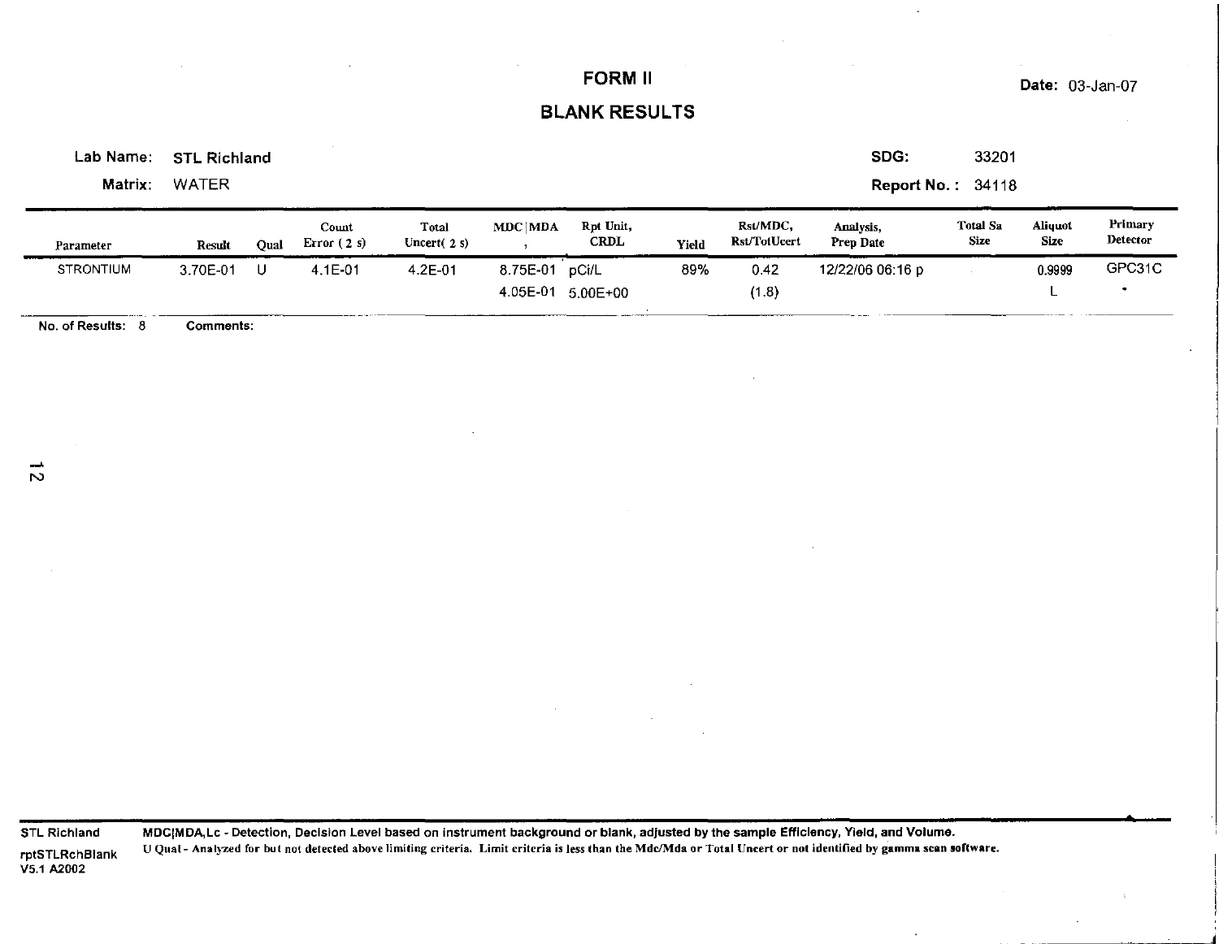# FORM II

## BLANK RESULTS

**Date:** 03-Jan-07

**Lab Name:** STL Richland  
**Matrix:** WATER

**SDG:** 33201  
**Report No.:** 34118

| Parameter | Result | Qual | Count Error (2 s) | Total Uncert(2 s) | MDC\|MDA, | Rpt Unit, CRDL | Yield | Rst/MDC, Rst/TotUcert | Analysis, Prep Date | Total Sa Size | Aliquot Size | Primary Detector |
|---|---|---|---|---|---|---|---|---|---|---|---|---|
| STRONTIUM | 3.70E-01 | U | 4.1E-01 | 4.2E-01 | 8.75E-01 | pCi/L | 89% | 0.42 | 12/22/06 06:16 p | | 0.9999 | GPC31C |
| | | | | | 4.05E-01 | 5.00E+00 | | (1.8) | | | L | * |

**No. of Results:** 8 **Comments:**

**STL Richland**  
rptSTLRchBlank  
V5.1 A2002

MDC|MDA,Lc - Detection, Decision Level based on instrument background or blank, adjusted by the sample Efficiency, Yield, and Volume.  
U Qual - Analyzed for but not detected above limiting criteria. Limit criteria is less than the Mdc/Mda or Total Uncert or not identified by gamma scan software.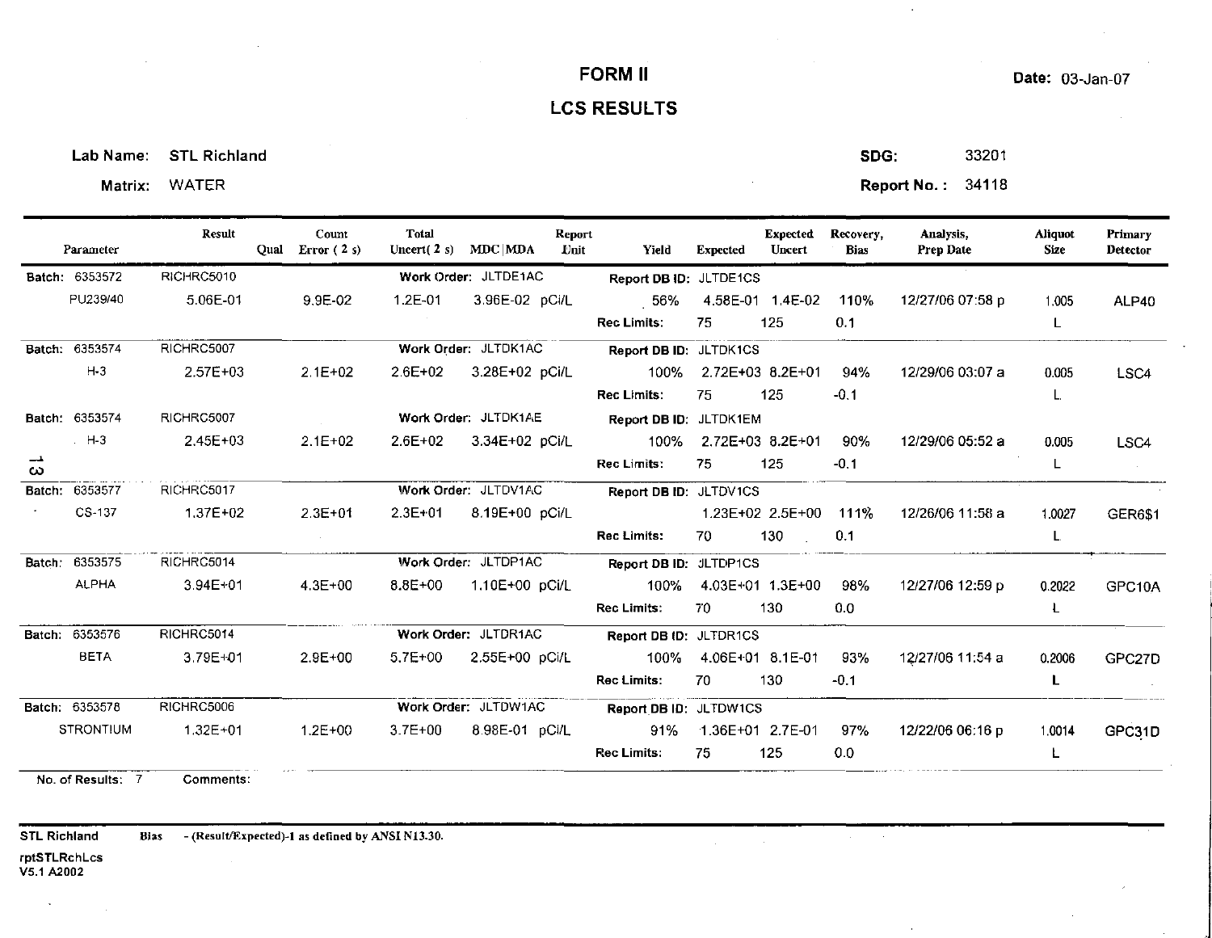# FORM II

## LCS RESULTS

**Date:** 03-Jan-07

**Lab Name:** STL Richland

**Matrix:** WATER

**SDG:** 33201

**Report No. :** 34118

| Parameter | Result | Qual | Count Error (2 s) | Total Uncert (2 s) | MDC\|MDA | Report Unit | Yield | Expected | Expected Uncert | Recovery, Bias | Analysis, Prep Date | Aliquot Size | Primary Detector |
|---|---|---|---|---|---|---|---|---|---|---|---|---|---|
| Batch: 6353572 | RICHRC5010 | | | Work Order: JLTDE1AC | | | Report DB ID: JLTDE1CS | | | | | | |
| PU239/40 | 5.06E-01 | | 9.9E-02 | 1.2E-01 | 3.96E-02 | pCi/L | 56% | 4.58E-01 | 1.4E-02 | 110% | 12/27/06 07:58 p | 1.005 | ALP40 |
| | | | | | | | Rec Limits: | 75 | 125 | 0.1 | | L | |
| Batch: 6353574 | RICHRC5007 | | | Work Order: JLTDK1AC | | | Report DB ID: JLTDK1CS | | | | | | |
| H-3 | 2.57E+03 | | 2.1E+02 | 2.6E+02 | 3.28E+02 | pCi/L | 100% | 2.72E+03 | 8.2E+01 | 94% | 12/29/06 03:07 a | 0.005 | LSC4 |
| | | | | | | | Rec Limits: | 75 | 125 | -0.1 | | L | |
| Batch: 6353574 | RICHRC5007 | | | Work Order: JLTDK1AE | | | Report DB ID: JLTDK1EM | | | | | | |
| H-3 | 2.45E+03 | | 2.1E+02 | 2.6E+02 | 3.34E+02 | pCi/L | 100% | 2.72E+03 | 8.2E+01 | 90% | 12/29/06 05:52 a | 0.005 | LSC4 |
| | | | | | | | Rec Limits: | 75 | 125 | -0.1 | | L | |
| Batch: 6353577 | RICHRC5017 | | | Work Order: JLTDV1AC | | | Report DB ID: JLTDV1CS | | | | | | |
| CS-137 | 1.37E+02 | | 2.3E+01 | 2.3E+01 | 8.19E+00 | pCi/L | | 1.23E+02 | 2.5E+00 | 111% | 12/26/06 11:58 a | 1.0027 | GER6$1 |
| | | | | | | | Rec Limits: | 70 | 130 | 0.1 | | L | |
| Batch: 6353575 | RICHRC5014 | | | Work Order: JLTDP1AC | | | Report DB ID: JLTDP1CS | | | | | | |
| ALPHA | 3.94E+01 | | 4.3E+00 | 8.8E+00 | 1.10E+00 | pCi/L | 100% | 4.03E+01 | 1.3E+00 | 98% | 12/27/06 12:59 p | 0.2022 | GPC10A |
| | | | | | | | Rec Limits: | 70 | 130 | 0.0 | | L | |
| Batch: 6353576 | RICHRC5014 | | | Work Order: JLTDR1AC | | | Report DB ID: JLTDR1CS | | | | | | |
| BETA | 3.79E+01 | | 2.9E+00 | 5.7E+00 | 2.55E+00 | pCi/L | 100% | 4.06E+01 | 8.1E-01 | 93% | 12/27/06 11:54 a | 0.2006 | GPC27D |
| | | | | | | | Rec Limits: | 70 | 130 | -0.1 | | L | |
| Batch: 6353578 | RICHRC5006 | | | Work Order: JLTDW1AC | | | Report DB ID: JLTDW1CS | | | | | | |
| STRONTIUM | 1.32E+01 | | 1.2E+00 | 3.7E+00 | 8.98E-01 | pCi/L | 91% | 1.36E+01 | 2.7E-01 | 97% | 12/22/06 06:16 p | 1.0014 | GPC31D |
| | | | | | | | Rec Limits: | 75 | 125 | 0.0 | | L | |

No. of Results: 7 Comments:

STL Richland **Bias** - (Result/Expected)-1 as defined by ANSI N13.30.

rptSTLRchLcs
V5.1 A2002